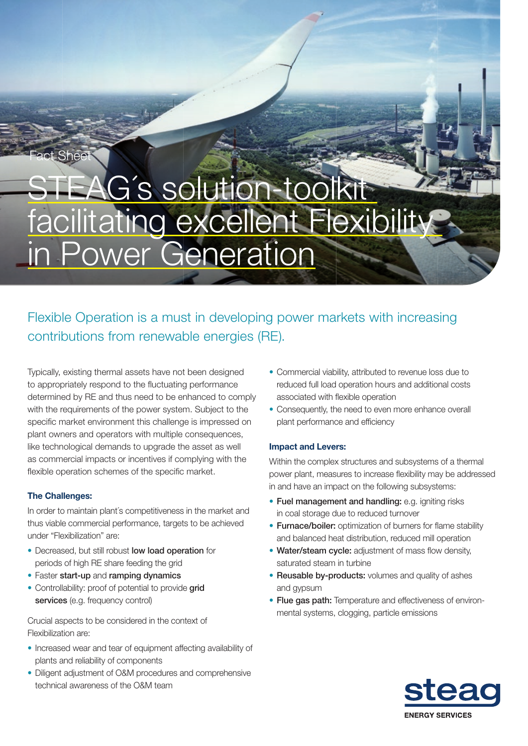Fact Sheet

# STEAG´s solution-toolkit facilitating excellent Flexibility in Power Generation

## Flexible Operation is a must in developing power markets with increasing contributions from renewable energies (RE).

Typically, existing thermal assets have not been designed to appropriately respond to the fluctuating performance determined by RE and thus need to be enhanced to comply with the requirements of the power system. Subject to the specific market environment this challenge is impressed on plant owners and operators with multiple consequences, like technological demands to upgrade the asset as well as commercial impacts or incentives if complying with the flexible operation schemes of the specific market.

### The Challenges:

In order to maintain plant´s competitiveness in the market and thus viable commercial performance, targets to be achieved under "Flexibilization" are:

- Decreased, but still robust **low load operation** for periods of high RE share feeding the grid
- Faster **start-up** and **ramping dynamics**
- Controllability: proof of potential to provide **grid services** (e.g. frequency control)

Crucial aspects to be considered in the context of Flexibilization are:

- Increased wear and tear of equipment affecting availability of plants and reliability of components
- Diligent adjustment of O&M procedures and comprehensive technical awareness of the O&M team
- Commercial viability, attributed to revenue loss due to reduced full load operation hours and additional costs associated with flexible operation
- Consequently, the need to even more enhance overall plant performance and efficiency

### Impact and Levers:

Within the complex structures and subsystems of a thermal power plant, measures to increase flexibility may be addressed in and have an impact on the following subsystems:

- **Fuel management and handling:** e.g. igniting risks in coal storage due to reduced turnover
- **Furnace/boiler:** optimization of burners for flame stability and balanced heat distribution, reduced mill operation
- **Water/steam cycle:** adjustment of mass flow density, saturated steam in turbine
- **Reusable by-products:** volumes and quality of ashes and gypsum
- **Flue gas path:** Temperature and effectiveness of environmental systems, clogging, particle emissions

steag ENERGY SERVICES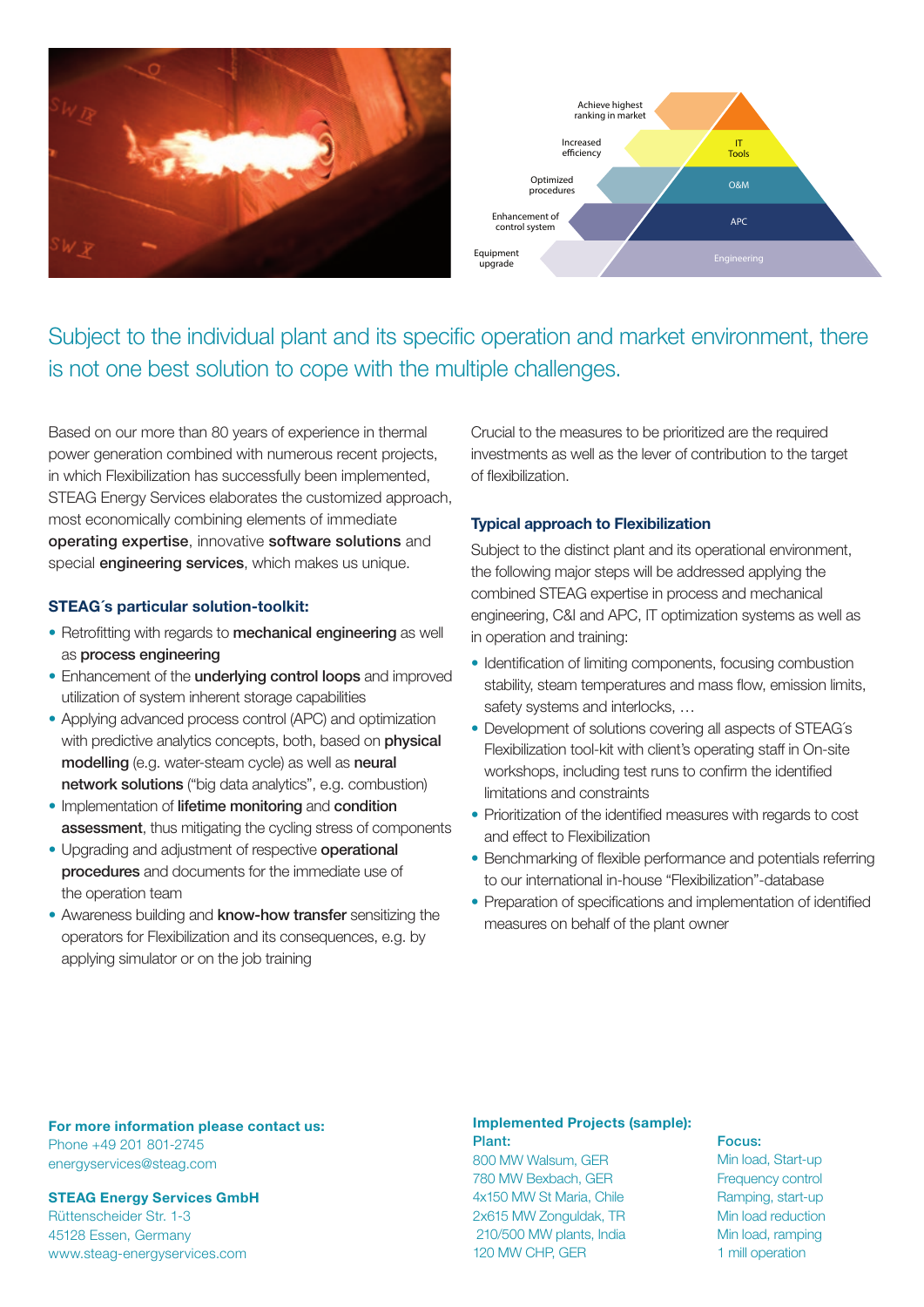Achieve highest ranking in market

Increased efficiency

Optimized procedures

Enhancement of control system

Equipment upgrade

IT Tools

O&M

APC

Engineering

## Subject to the individual plant and its specific operation and market environment, there is not one best solution to cope with the multiple challenges.

Based on our more than 80 years of experience in thermal power generation combined with numerous recent projects, in which Flexibilization has successfully been implemented, STEAG Energy Services elaborates the customized approach, most economically combining elements of immediate **operating expertise**, innovative **software solutions** and special **engineering services**, which makes us unique.

### STEAG´s particular solution-toolkit:

- Retrofitting with regards to **mechanical engineering** as well as **process engineering**
- Enhancement of the **underlying control loops** and improved utilization of system inherent storage capabilities
- Applying advanced process control (APC) and optimization with predictive analytics concepts, both, based on **physical modelling** (e.g. water-steam cycle) as well as **neural network solutions** ("big data analytics", e.g. combustion)
- Implementation of **lifetime monitoring** and **condition assessment**, thus mitigating the cycling stress of components
- Upgrading and adjustment of respective **operational procedures** and documents for the immediate use of the operation team
- Awareness building and **know-how transfer** sensitizing the operators for Flexibilization and its consequences, e.g. by applying simulator or on the job training

Crucial to the measures to be prioritized are the required investments as well as the lever of contribution to the target of flexibilization.

### Typical approach to Flexibilization

Subject to the distinct plant and its operational environment, the following major steps will be addressed applying the combined STEAG expertise in process and mechanical engineering, C&I and APC, IT optimization systems as well as in operation and training:

- Identification of limiting components, focusing combustion stability, steam temperatures and mass flow, emission limits, safety systems and interlocks, …
- Development of solutions covering all aspects of STEAG´s Flexibilization tool-kit with client's operating staff in On-site workshops, including test runs to confirm the identified limitations and constraints
- Prioritization of the identified measures with regards to cost and effect to Flexibilization
- Benchmarking of flexible performance and potentials referring to our international in-house "Flexibilization"-database
- Preparation of specifications and implementation of identified measures on behalf of the plant owner

**For more information please contact us:**
Phone +49 201 801-2745
energyservices@steag.com

**STEAG Energy Services GmbH**
Rüttenscheider Str. 1-3
45128 Essen, Germany
www.steag-energyservices.com

**Implemented Projects (sample):**

| Plant: | Focus: |
|---|---|
| 800 MW Walsum, GER | Min load, Start-up |
| 780 MW Bexbach, GER | Frequency control |
| 4x150 MW St Maria, Chile | Ramping, start-up |
| 2x615 MW Zonguldak, TR | Min load reduction |
| 210/500 MW plants, India | Min load, ramping |
| 120 MW CHP, GER | 1 mill operation |